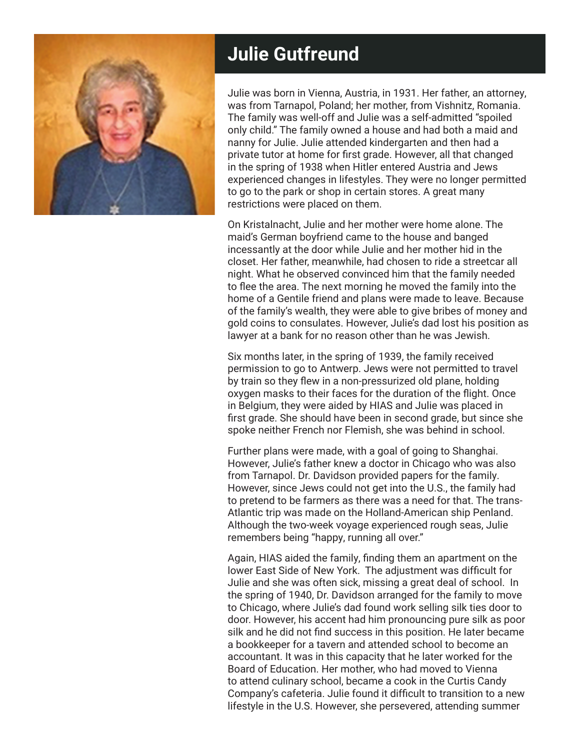# Julie Gutfreund

Julie was born in Vienna, Austria, in 1931. Her father, an attorney, was from Tarnapol, Poland; her mother, from Vishnitz, Romania. The family was well-off and Julie was a self-admitted "spoiled only child." The family owned a house and had both a maid and nanny for Julie. Julie attended kindergarten and then had a private tutor at home for first grade. However, all that changed in the spring of 1938 when Hitler entered Austria and Jews experienced changes in lifestyles. They were no longer permitted to go to the park or shop in certain stores. A great many restrictions were placed on them.

On Kristalnacht, Julie and her mother were home alone. The maid's German boyfriend came to the house and banged incessantly at the door while Julie and her mother hid in the closet. Her father, meanwhile, had chosen to ride a streetcar all night. What he observed convinced him that the family needed to flee the area. The next morning he moved the family into the home of a Gentile friend and plans were made to leave. Because of the family's wealth, they were able to give bribes of money and gold coins to consulates. However, Julie's dad lost his position as lawyer at a bank for no reason other than he was Jewish.

Six months later, in the spring of 1939, the family received permission to go to Antwerp. Jews were not permitted to travel by train so they flew in a non-pressurized old plane, holding oxygen masks to their faces for the duration of the flight. Once in Belgium, they were aided by HIAS and Julie was placed in first grade. She should have been in second grade, but since she spoke neither French nor Flemish, she was behind in school.

Further plans were made, with a goal of going to Shanghai. However, Julie's father knew a doctor in Chicago who was also from Tarnapol. Dr. Davidson provided papers for the family. However, since Jews could not get into the U.S., the family had to pretend to be farmers as there was a need for that. The trans-Atlantic trip was made on the Holland-American ship Penland. Although the two-week voyage experienced rough seas, Julie remembers being "happy, running all over."

Again, HIAS aided the family, finding them an apartment on the lower East Side of New York. The adjustment was difficult for Julie and she was often sick, missing a great deal of school. In the spring of 1940, Dr. Davidson arranged for the family to move to Chicago, where Julie's dad found work selling silk ties door to door. However, his accent had him pronouncing pure silk as poor silk and he did not find success in this position. He later became a bookkeeper for a tavern and attended school to become an accountant. It was in this capacity that he later worked for the Board of Education. Her mother, who had moved to Vienna to attend culinary school, became a cook in the Curtis Candy Company's cafeteria. Julie found it difficult to transition to a new lifestyle in the U.S. However, she persevered, attending summer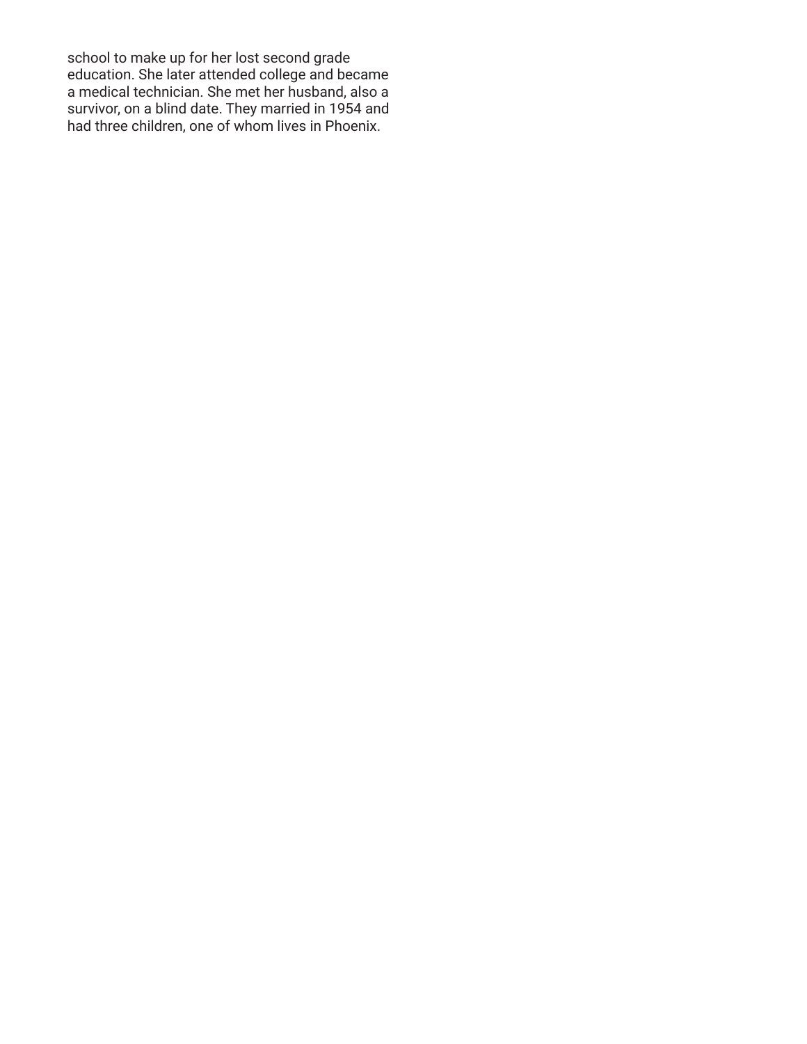school to make up for her lost second grade education. She later attended college and became a medical technician. She met her husband, also a survivor, on a blind date. They married in 1954 and had three children, one of whom lives in Phoenix.